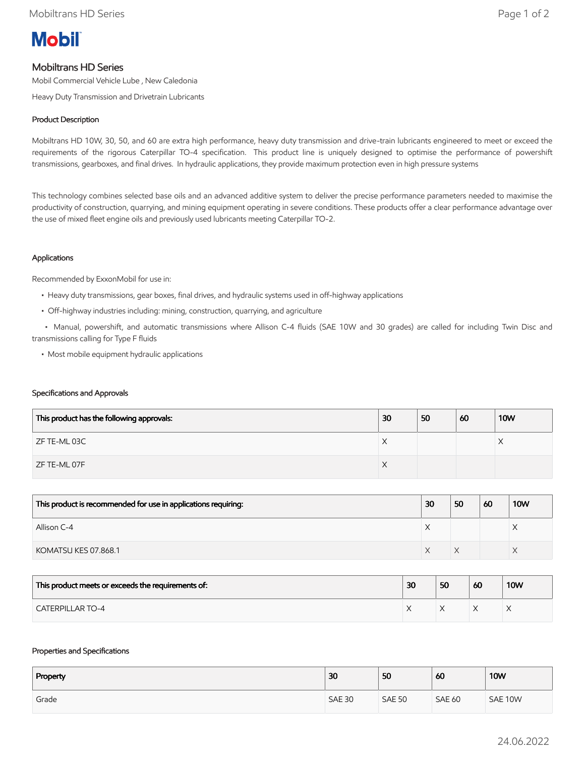# Mobil

## Mobiltrans HD Series

Mobil Commercial Vehicle Lube , New Caledonia

Heavy Duty Transmission and Drivetrain Lubricants

### Product Description

Mobiltrans HD 10W, 30, 50, and 60 are extra high performance, heavy duty transmission and drive-train lubricants engineered to meet or exceed the requirements of the rigorous Caterpillar TO-4 specification. This product line is uniquely designed to optimise the performance of powershift transmissions, gearboxes, and final drives. In hydraulic applications, they provide maximum protection even in high pressure systems

This technology combines selected base oils and an advanced additive system to deliver the precise performance parameters needed to maximise the productivity of construction, quarrying, and mining equipment operating in severe conditions. These products offer a clear performance advantage over the use of mixed fleet engine oils and previously used lubricants meeting Caterpillar TO-2.

### Applications

Recommended by ExxonMobil for use in:

- Heavy duty transmissions, gear boxes, final drives, and hydraulic systems used in off-highway applications
- Off-highway industries including: mining, construction, quarrying, and agriculture
- Manual, powershift, and automatic transmissions where Allison C-4 fluids (SAE 10W and 30 grades) are called for including Twin Disc and transmissions calling for Type F fluids
- Most mobile equipment hydraulic applications

### Specifications and Approvals

| This product has the following approvals: | 30 | 50 | 60 | 10W |
|---|---|---|---|---|
| ZF TE-ML 03C | X | | | X |
| ZF TE-ML 07F | X | | | |

| This product is recommended for use in applications requiring: | 30 | 50 | 60 | 10W |
|---|---|---|---|---|
| Allison C-4 | X | | | X |
| KOMATSU KES 07.868.1 | X | X | | X |

| This product meets or exceeds the requirements of: | 30 | 50 | 60 | 10W |
|---|---|---|---|---|
| CATERPILLAR TO-4 | X | X | X | X |

### Properties and Specifications

| Property | 30 | 50 | 60 | 10W |
|---|---|---|---|---|
| Grade | SAE 30 | SAE 50 | SAE 60 | SAE 10W |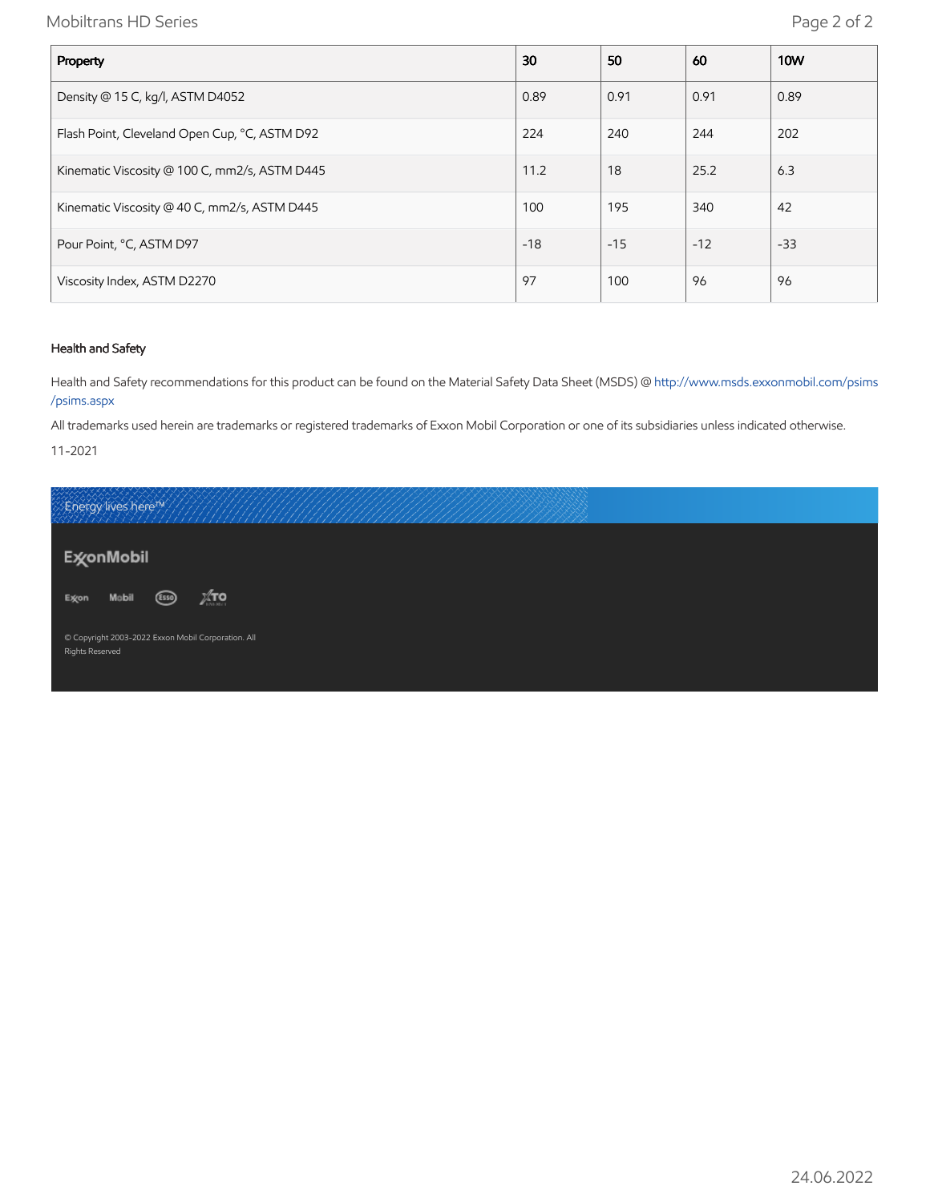| Property | 30 | 50 | 60 | 10W |
|---|---|---|---|---|
| Density @ 15 C, kg/l, ASTM D4052 | 0.89 | 0.91 | 0.91 | 0.89 |
| Flash Point, Cleveland Open Cup, °C, ASTM D92 | 224 | 240 | 244 | 202 |
| Kinematic Viscosity @ 100 C, mm2/s, ASTM D445 | 11.2 | 18 | 25.2 | 6.3 |
| Kinematic Viscosity @ 40 C, mm2/s, ASTM D445 | 100 | 195 | 340 | 42 |
| Pour Point, °C, ASTM D97 | -18 | -15 | -12 | -33 |
| Viscosity Index, ASTM D2270 | 97 | 100 | 96 | 96 |

### Health and Safety

Health and Safety recommendations for this product can be found on the Material Safety Data Sheet (MSDS) @ http://www.msds.exxonmobil.com/psims/psims.aspx

All trademarks used herein are trademarks or registered trademarks of Exxon Mobil Corporation or one of its subsidiaries unless indicated otherwise.

11-2021

Energy lives here™

ExxonMobil

Exxon Mobil Esso XTO

© Copyright 2003-2022 Exxon Mobil Corporation. All Rights Reserved